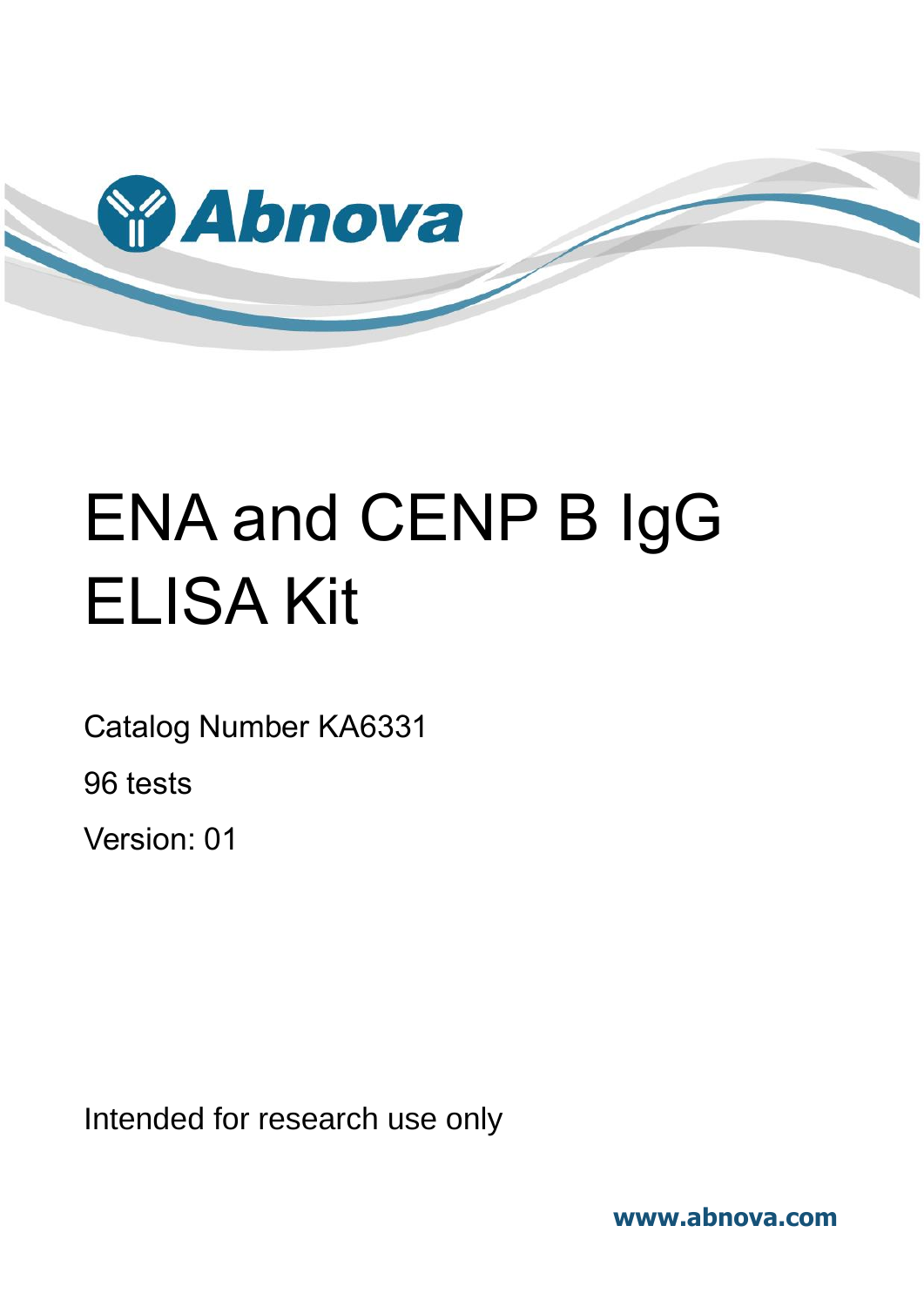Abnova

# ENA and CENP B IgG ELISA Kit

Catalog Number KA6331

96 tests

Version: 01

Intended for research use only

www.abnova.com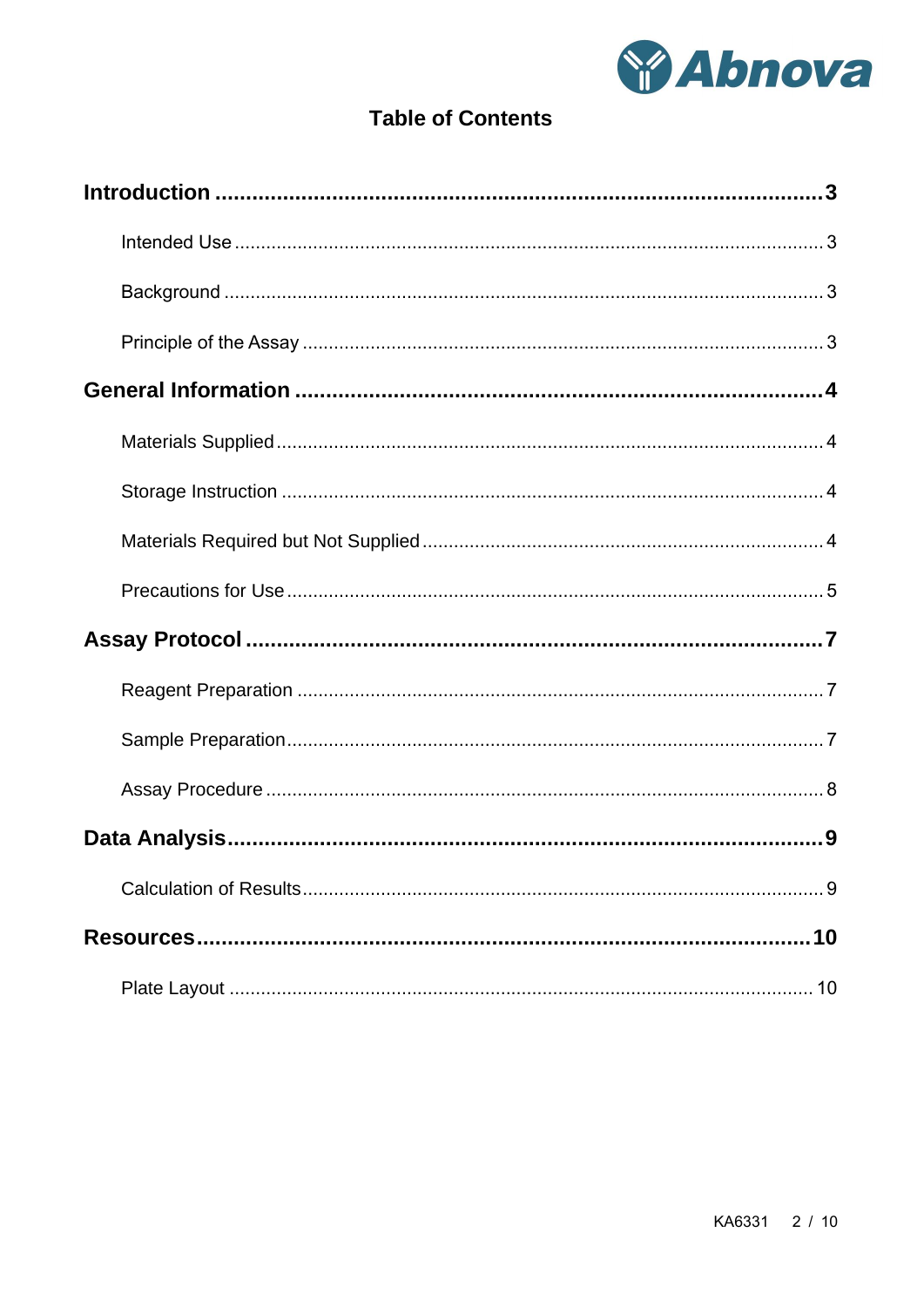# Table of Contents

**Introduction ..................................................................................... 3**

- Intended Use ..................................................................................... 3
- Background ..................................................................................... 3
- Principle of the Assay ..................................................................................... 3

**General Information ..................................................................................... 4**

- Materials Supplied ..................................................................................... 4
- Storage Instruction ..................................................................................... 4
- Materials Required but Not Supplied ..................................................................................... 4
- Precautions for Use ..................................................................................... 5

**Assay Protocol ..................................................................................... 7**

- Reagent Preparation ..................................................................................... 7
- Sample Preparation ..................................................................................... 7
- Assay Procedure ..................................................................................... 8

**Data Analysis ..................................................................................... 9**

- Calculation of Results ..................................................................................... 9

**Resources ..................................................................................... 10**

- Plate Layout ..................................................................................... 10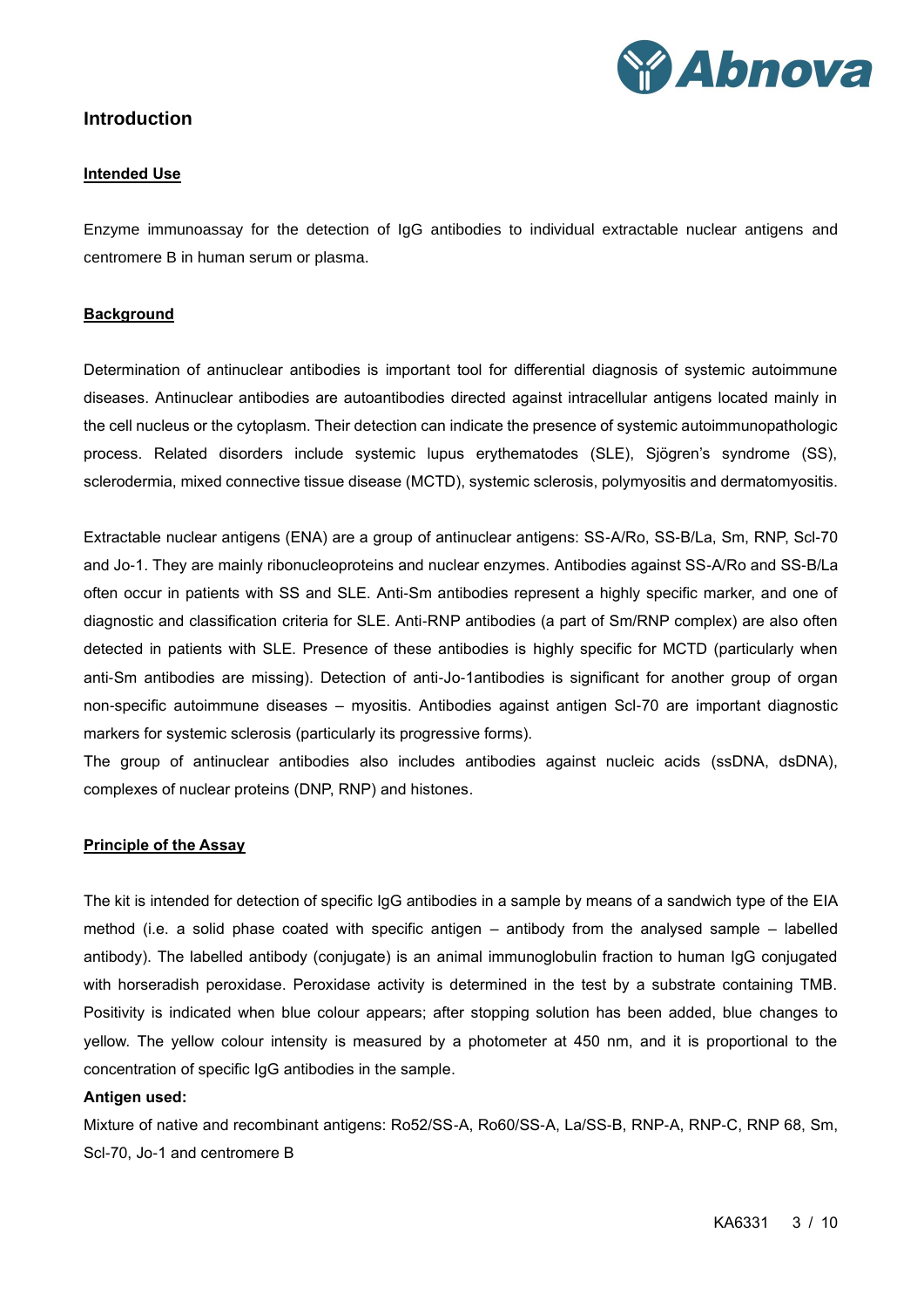# Introduction

## Intended Use

Enzyme immunoassay for the detection of IgG antibodies to individual extractable nuclear antigens and centromere B in human serum or plasma.

## Background

Determination of antinuclear antibodies is important tool for differential diagnosis of systemic autoimmune diseases. Antinuclear antibodies are autoantibodies directed against intracellular antigens located mainly in the cell nucleus or the cytoplasm. Their detection can indicate the presence of systemic autoimmunopathologic process. Related disorders include systemic lupus erythematodes (SLE), Sjögren's syndrome (SS), sclerodermia, mixed connective tissue disease (MCTD), systemic sclerosis, polymyositis and dermatomyositis.

Extractable nuclear antigens (ENA) are a group of antinuclear antigens: SS-A/Ro, SS-B/La, Sm, RNP, Scl-70 and Jo-1. They are mainly ribonucleoproteins and nuclear enzymes. Antibodies against SS-A/Ro and SS-B/La often occur in patients with SS and SLE. Anti-Sm antibodies represent a highly specific marker, and one of diagnostic and classification criteria for SLE. Anti-RNP antibodies (a part of Sm/RNP complex) are also often detected in patients with SLE. Presence of these antibodies is highly specific for MCTD (particularly when anti-Sm antibodies are missing). Detection of anti-Jo-1antibodies is significant for another group of organ non-specific autoimmune diseases – myositis. Antibodies against antigen Scl-70 are important diagnostic markers for systemic sclerosis (particularly its progressive forms).

The group of antinuclear antibodies also includes antibodies against nucleic acids (ssDNA, dsDNA), complexes of nuclear proteins (DNP, RNP) and histones.

## Principle of the Assay

The kit is intended for detection of specific IgG antibodies in a sample by means of a sandwich type of the EIA method (i.e. a solid phase coated with specific antigen – antibody from the analysed sample – labelled antibody). The labelled antibody (conjugate) is an animal immunoglobulin fraction to human IgG conjugated with horseradish peroxidase. Peroxidase activity is determined in the test by a substrate containing TMB. Positivity is indicated when blue colour appears; after stopping solution has been added, blue changes to yellow. The yellow colour intensity is measured by a photometer at 450 nm, and it is proportional to the concentration of specific IgG antibodies in the sample.

**Antigen used:**

Mixture of native and recombinant antigens: Ro52/SS-A, Ro60/SS-A, La/SS-B, RNP-A, RNP-C, RNP 68, Sm, Scl-70, Jo-1 and centromere B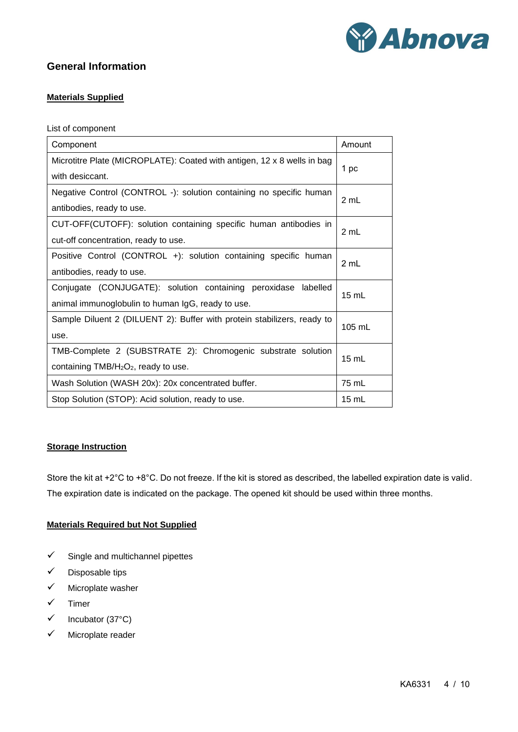## General Information

**Materials Supplied**

List of component

| Component | Amount |
|---|---|
| Microtitre Plate (MICROPLATE): Coated with antigen, 12 x 8 wells in bag with desiccant. | 1 pc |
| Negative Control (CONTROL -): solution containing no specific human antibodies, ready to use. | 2 mL |
| CUT-OFF(CUTOFF): solution containing specific human antibodies in cut-off concentration, ready to use. | 2 mL |
| Positive Control (CONTROL +): solution containing specific human antibodies, ready to use. | 2 mL |
| Conjugate (CONJUGATE): solution containing peroxidase labelled animal immunoglobulin to human IgG, ready to use. | 15 mL |
| Sample Diluent 2 (DILUENT 2): Buffer with protein stabilizers, ready to use. | 105 mL |
| TMB-Complete 2 (SUBSTRATE 2): Chromogenic substrate solution containing TMB/$H_2O_2$, ready to use. | 15 mL |
| Wash Solution (WASH 20x): 20x concentrated buffer. | 75 mL |
| Stop Solution (STOP): Acid solution, ready to use. | 15 mL |

**Storage Instruction**

Store the kit at +2°C to +8°C. Do not freeze. If the kit is stored as described, the labelled expiration date is valid. The expiration date is indicated on the package. The opened kit should be used within three months.

**Materials Required but Not Supplied**

- ✓ Single and multichannel pipettes
- ✓ Disposable tips
- ✓ Microplate washer
- ✓ Timer
- ✓ Incubator (37°C)
- ✓ Microplate reader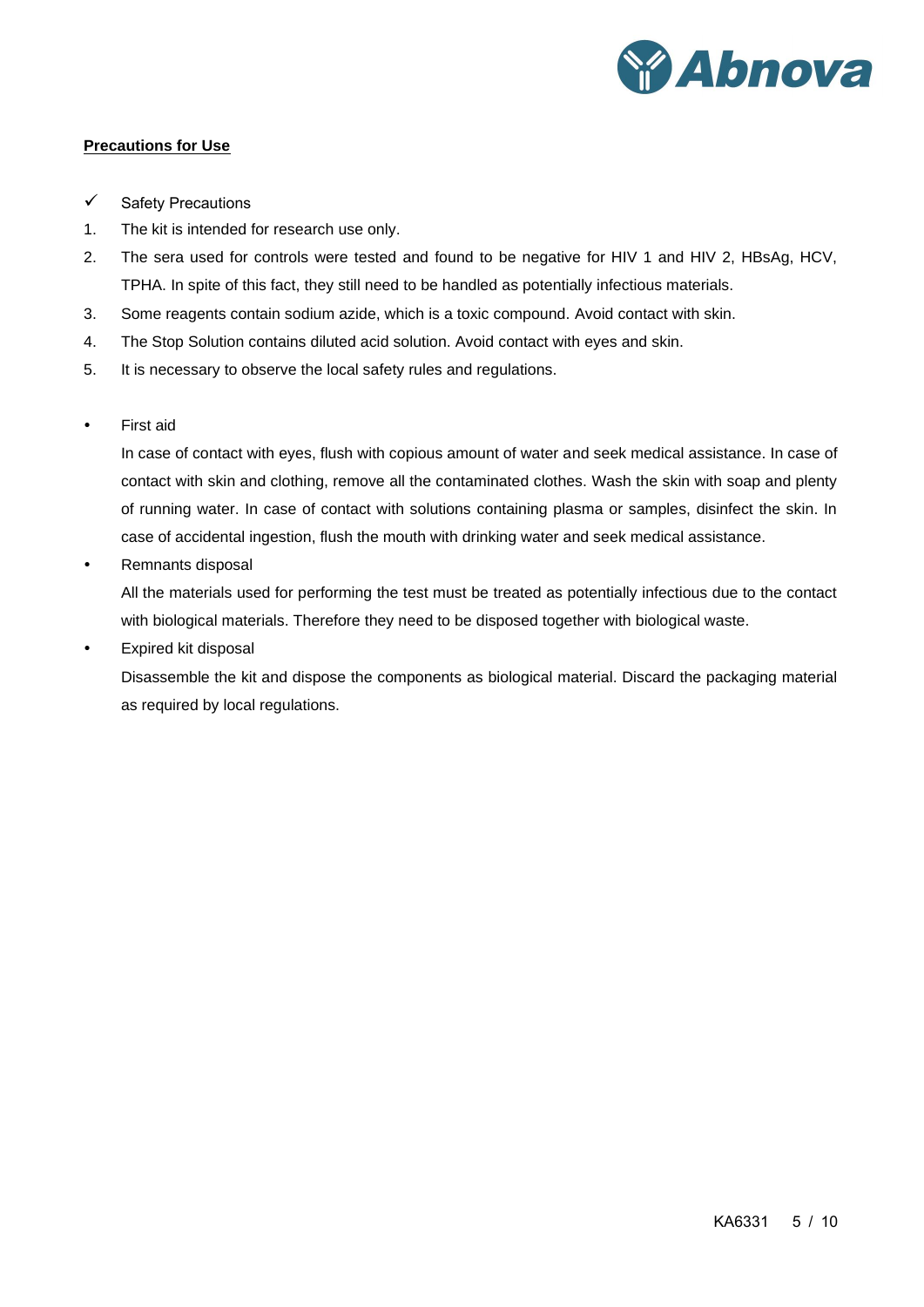## Precations for Use

✓ Safety Precautions

1. The kit is intended for research use only.
2. The sera used for controls were tested and found to be negative for HIV 1 and HIV 2, HBsAg, HCV, TPHA. In spite of this fact, they still need to be handled as potentially infectious materials.
3. Some reagents contain sodium azide, which is a toxic compound. Avoid contact with skin.
4. The Stop Solution contains diluted acid solution. Avoid contact with eyes and skin.
5. It is necessary to observe the local safety rules and regulations.

- First aid

  In case of contact with eyes, flush with copious amount of water and seek medical assistance. In case of contact with skin and clothing, remove all the contaminated clothes. Wash the skin with soap and plenty of running water. In case of contact with solutions containing plasma or samples, disinfect the skin. In case of accidental ingestion, flush the mouth with drinking water and seek medical assistance.

- Remnants disposal

  All the materials used for performing the test must be treated as potentially infectious due to the contact with biological materials. Therefore they need to be disposed together with biological waste.

- Expired kit disposal

  Disassemble the kit and dispose the components as biological material. Discard the packaging material as required by local regulations.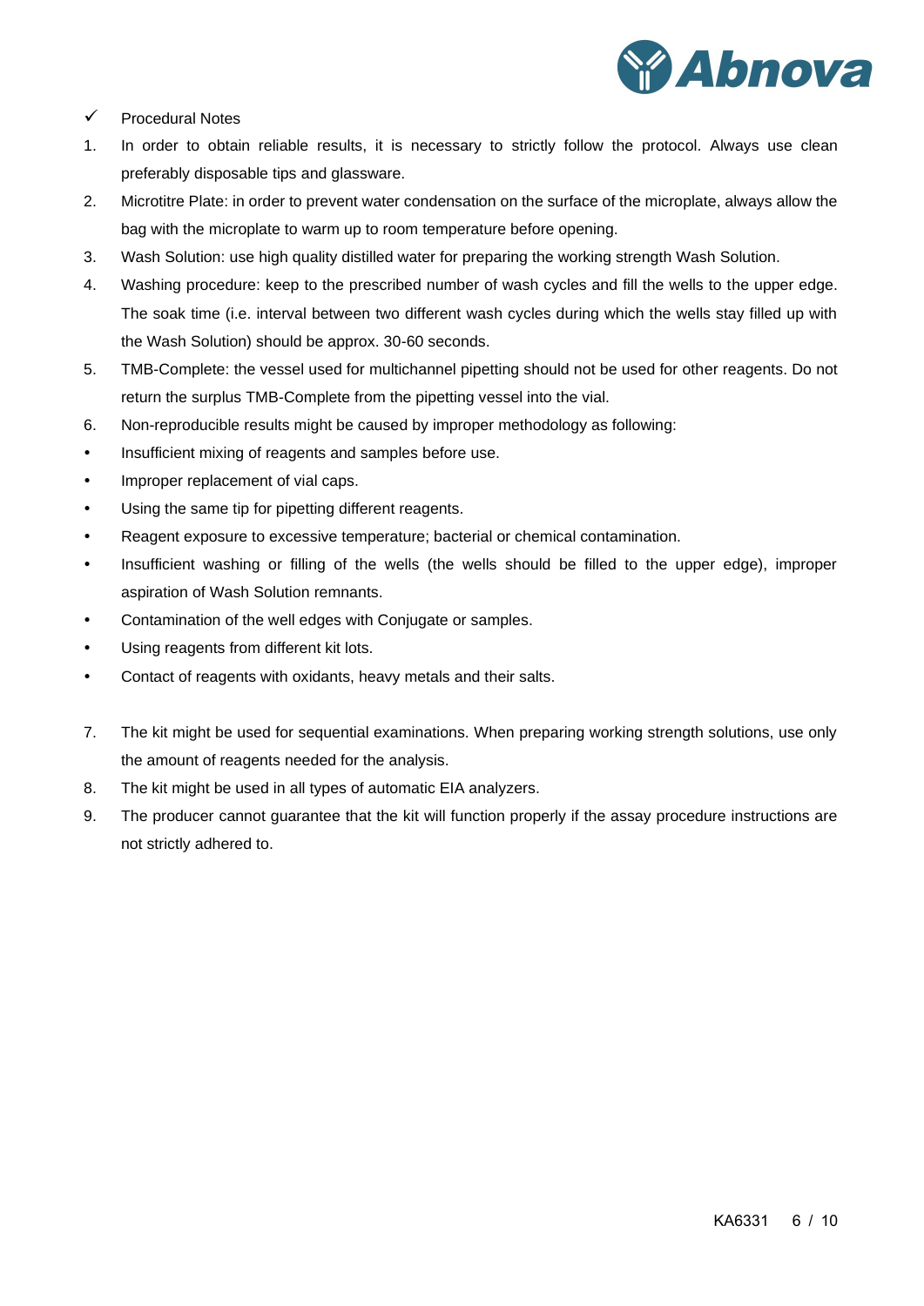✓ Procedural Notes

1. In order to obtain reliable results, it is necessary to strictly follow the protocol. Always use clean preferably disposable tips and glassware.
2. Microtitre Plate: in order to prevent water condensation on the surface of the microplate, always allow the bag with the microplate to warm up to room temperature before opening.
3. Wash Solution: use high quality distilled water for preparing the working strength Wash Solution.
4. Washing procedure: keep to the prescribed number of wash cycles and fill the wells to the upper edge. The soak time (i.e. interval between two different wash cycles during which the wells stay filled up with the Wash Solution) should be approx. 30-60 seconds.
5. TMB-Complete: the vessel used for multichannel pipetting should not be used for other reagents. Do not return the surplus TMB-Complete from the pipetting vessel into the vial.
6. Non-reproducible results might be caused by improper methodology as following:

- Insufficient mixing of reagents and samples before use.
- Improper replacement of vial caps.
- Using the same tip for pipetting different reagents.
- Reagent exposure to excessive temperature; bacterial or chemical contamination.
- Insufficient washing or filling of the wells (the wells should be filled to the upper edge), improper aspiration of Wash Solution remnants.
- Contamination of the well edges with Conjugate or samples.
- Using reagents from different kit lots.
- Contact of reagents with oxidants, heavy metals and their salts.

7. The kit might be used for sequential examinations. When preparing working strength solutions, use only the amount of reagents needed for the analysis.
8. The kit might be used in all types of automatic EIA analyzers.
9. The producer cannot guarantee that the kit will function properly if the assay procedure instructions are not strictly adhered to.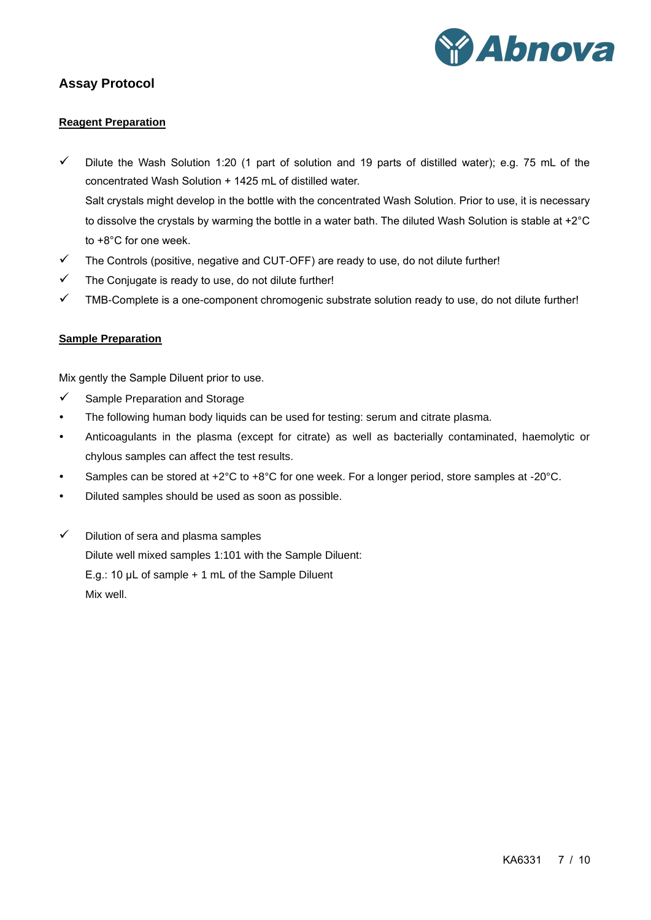## Assay Protocol

**Reagent Preparation**

- ✓ Dilute the Wash Solution 1:20 (1 part of solution and 19 parts of distilled water); e.g. 75 mL of the concentrated Wash Solution + 1425 mL of distilled water.
  Salt crystals might develop in the bottle with the concentrated Wash Solution. Prior to use, it is necessary to dissolve the crystals by warming the bottle in a water bath. The diluted Wash Solution is stable at +2°C to +8°C for one week.
- ✓ The Controls (positive, negative and CUT-OFF) are ready to use, do not dilute further!
- ✓ The Conjugate is ready to use, do not dilute further!
- ✓ TMB-Complete is a one-component chromogenic substrate solution ready to use, do not dilute further!

**Sample Preparation**

Mix gently the Sample Diluent prior to use.

- ✓ Sample Preparation and Storage
- The following human body liquids can be used for testing: serum and citrate plasma.
- Anticoagulants in the plasma (except for citrate) as well as bacterially contaminated, haemolytic or chylous samples can affect the test results.
- Samples can be stored at +2°C to +8°C for one week. For a longer period, store samples at -20°C.
- Diluted samples should be used as soon as possible.

- ✓ Dilution of sera and plasma samples
  Dilute well mixed samples 1:101 with the Sample Diluent:
  E.g.: 10 μL of sample + 1 mL of the Sample Diluent
  Mix well.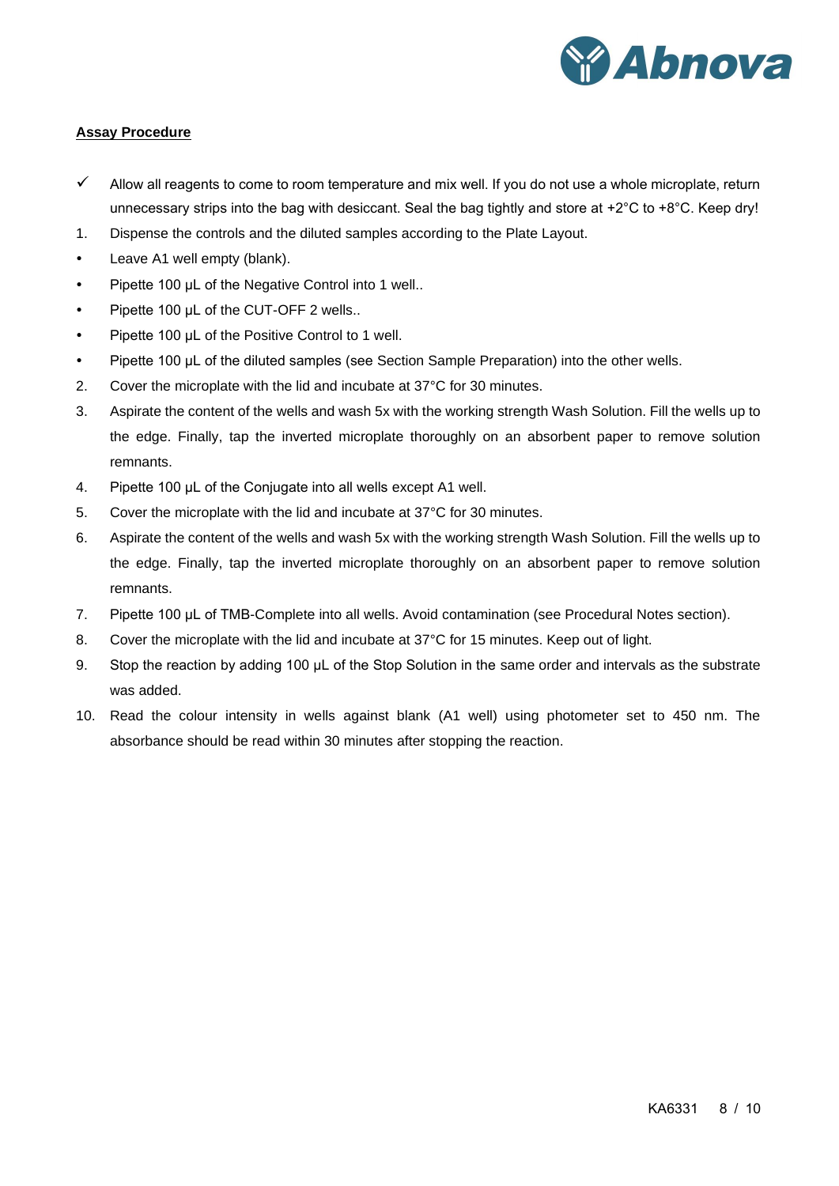**Assay Procedure**

- ✓ Allow all reagents to come to room temperature and mix well. If you do not use a whole microplate, return unnecessary strips into the bag with desiccant. Seal the bag tightly and store at +2°C to +8°C. Keep dry!

1. Dispense the controls and the diluted samples according to the Plate Layout.
   - Leave A1 well empty (blank).
   - Pipette 100 µL of the Negative Control into 1 well..
   - Pipette 100 µL of the CUT-OFF 2 wells..
   - Pipette 100 µL of the Positive Control to 1 well.
   - Pipette 100 µL of the diluted samples (see Section Sample Preparation) into the other wells.
2. Cover the microplate with the lid and incubate at 37°C for 30 minutes.
3. Aspirate the content of the wells and wash 5x with the working strength Wash Solution. Fill the wells up to the edge. Finally, tap the inverted microplate thoroughly on an absorbent paper to remove solution remnants.
4. Pipette 100 µL of the Conjugate into all wells except A1 well.
5. Cover the microplate with the lid and incubate at 37°C for 30 minutes.
6. Aspirate the content of the wells and wash 5x with the working strength Wash Solution. Fill the wells up to the edge. Finally, tap the inverted microplate thoroughly on an absorbent paper to remove solution remnants.
7. Pipette 100 µL of TMB-Complete into all wells. Avoid contamination (see Procedural Notes section).
8. Cover the microplate with the lid and incubate at 37°C for 15 minutes. Keep out of light.
9. Stop the reaction by adding 100 µL of the Stop Solution in the same order and intervals as the substrate was added.
10. Read the colour intensity in wells against blank (A1 well) using photometer set to 450 nm. The absorbance should be read within 30 minutes after stopping the reaction.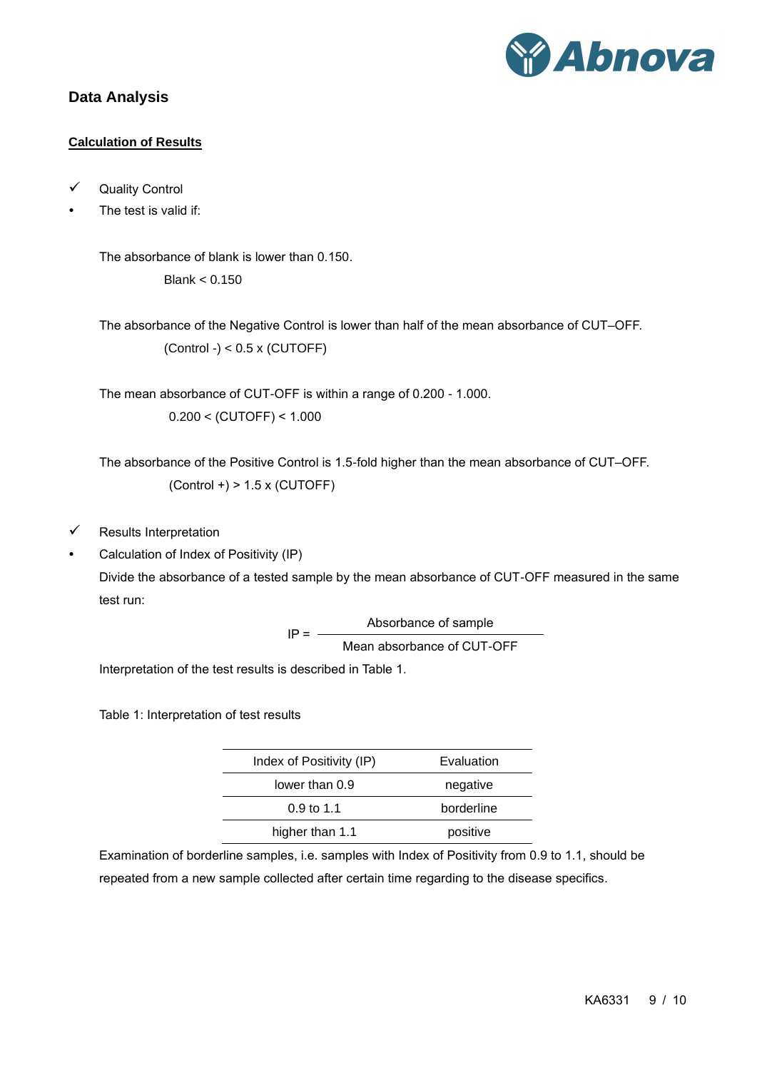## Data Analysis

### Calculation of Results

- ✓ Quality Control
- The test is valid if:

The absorbance of blank is lower than 0.150.

Blank < 0.150

The absorbance of the Negative Control is lower than half of the mean absorbance of CUT–OFF.

(Control -) < 0.5 x (CUTOFF)

The mean absorbance of CUT-OFF is within a range of 0.200 - 1.000.

0.200 < (CUTOFF) < 1.000

The absorbance of the Positive Control is 1.5-fold higher than the mean absorbance of CUT–OFF.

(Control +) > 1.5 x (CUTOFF)

- ✓ Results Interpretation
- Calculation of Index of Positivity (IP)

Divide the absorbance of a tested sample by the mean absorbance of CUT-OFF measured in the same test run:

$$IP = \frac{\text{Absorbance of sample}}{\text{Mean absorbance of CUT-OFF}}$$

Interpretation of the test results is described in Table 1.

Table 1: Interpretation of test results

| Index of Positivity (IP) | Evaluation |
|---|---|
| lower than 0.9 | negative |
| 0.9 to 1.1 | borderline |
| higher than 1.1 | positive |

Examination of borderline samples, i.e. samples with Index of Positivity from 0.9 to 1.1, should be repeated from a new sample collected after certain time regarding to the disease specifics.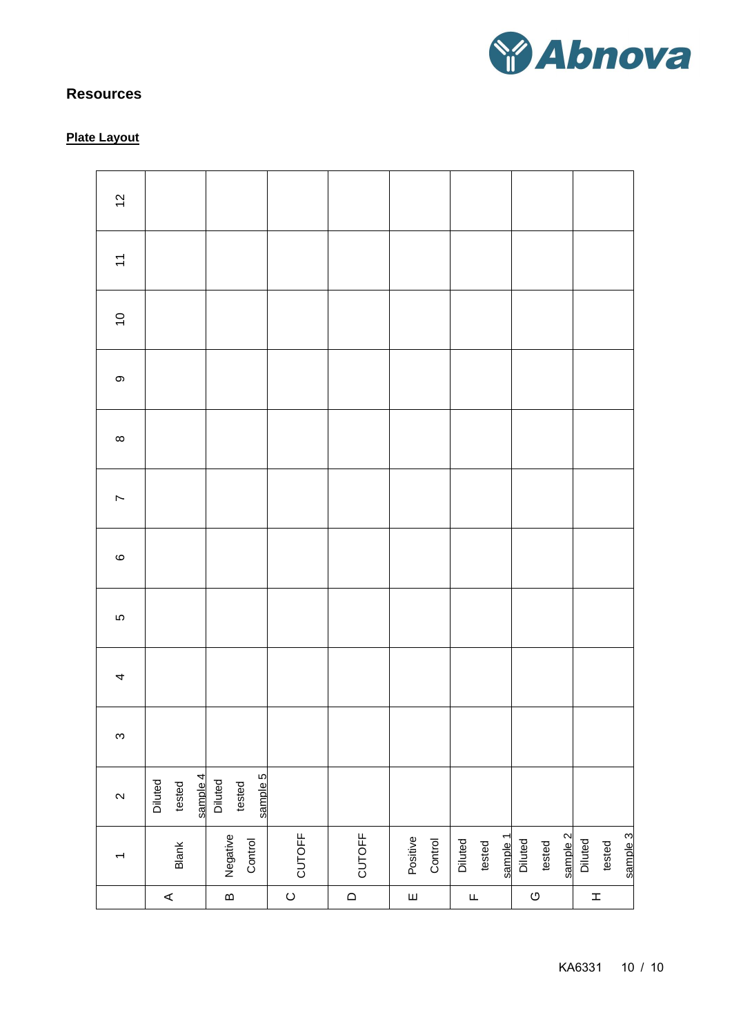## Resources

**Plate Layout**

| | 1 | 2 | 3 | 4 | 5 | 6 | 7 | 8 | 9 | 10 | 11 | 12 |
|---|---|---|---|---|---|---|---|---|---|---|---|---|
| A | Blank | Diluted tested sample 4 | | | | | | | | | | |
| B | Negative Control | Diluted tested sample 5 | | | | | | | | | | |
| C | CUTOFF | | | | | | | | | | | |
| D | CUTOFF | | | | | | | | | | | |
| E | Positive Control | | | | | | | | | | | |
| F | Diluted tested sample 1 | | | | | | | | | | | |
| G | Diluted tested sample 2 | | | | | | | | | | | |
| H | Diluted tested sample 3 | | | | | | | | | | | |